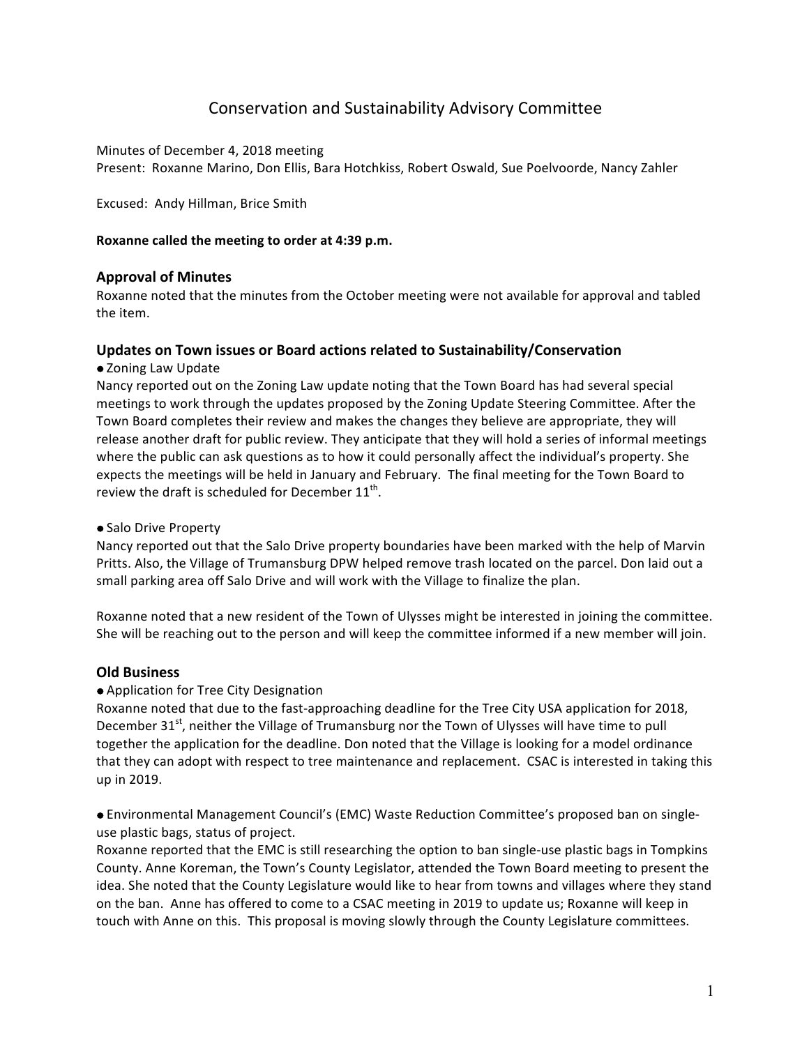# Conservation and Sustainability Advisory Committee

Minutes of December 4, 2018 meeting
Present: Roxanne Marino, Don Ellis, Bara Hotchkiss, Robert Oswald, Sue Poelvoorde, Nancy Zahler

Excused: Andy Hillman, Brice Smith

**Roxanne called the meeting to order at 4:39 p.m.**

## Approval of Minutes

Roxanne noted that the minutes from the October meeting were not available for approval and tabled the item.

## Updates on Town issues or Board actions related to Sustainability/Conservation

- Zoning Law Update

Nancy reported out on the Zoning Law update noting that the Town Board has had several special meetings to work through the updates proposed by the Zoning Update Steering Committee. After the Town Board completes their review and makes the changes they believe are appropriate, they will release another draft for public review. They anticipate that they will hold a series of informal meetings where the public can ask questions as to how it could personally affect the individual's property. She expects the meetings will be held in January and February. The final meeting for the Town Board to review the draft is scheduled for December 11th.

- Salo Drive Property

Nancy reported out that the Salo Drive property boundaries have been marked with the help of Marvin Pritts. Also, the Village of Trumansburg DPW helped remove trash located on the parcel. Don laid out a small parking area off Salo Drive and will work with the Village to finalize the plan.

Roxanne noted that a new resident of the Town of Ulysses might be interested in joining the committee. She will be reaching out to the person and will keep the committee informed if a new member will join.

## Old Business

- Application for Tree City Designation

Roxanne noted that due to the fast-approaching deadline for the Tree City USA application for 2018, December 31st, neither the Village of Trumansburg nor the Town of Ulysses will have time to pull together the application for the deadline. Don noted that the Village is looking for a model ordinance that they can adopt with respect to tree maintenance and replacement. CSAC is interested in taking this up in 2019.

- Environmental Management Council's (EMC) Waste Reduction Committee's proposed ban on single-use plastic bags, status of project.

Roxanne reported that the EMC is still researching the option to ban single-use plastic bags in Tompkins County. Anne Koreman, the Town's County Legislator, attended the Town Board meeting to present the idea. She noted that the County Legislature would like to hear from towns and villages where they stand on the ban. Anne has offered to come to a CSAC meeting in 2019 to update us; Roxanne will keep in touch with Anne on this. This proposal is moving slowly through the County Legislature committees.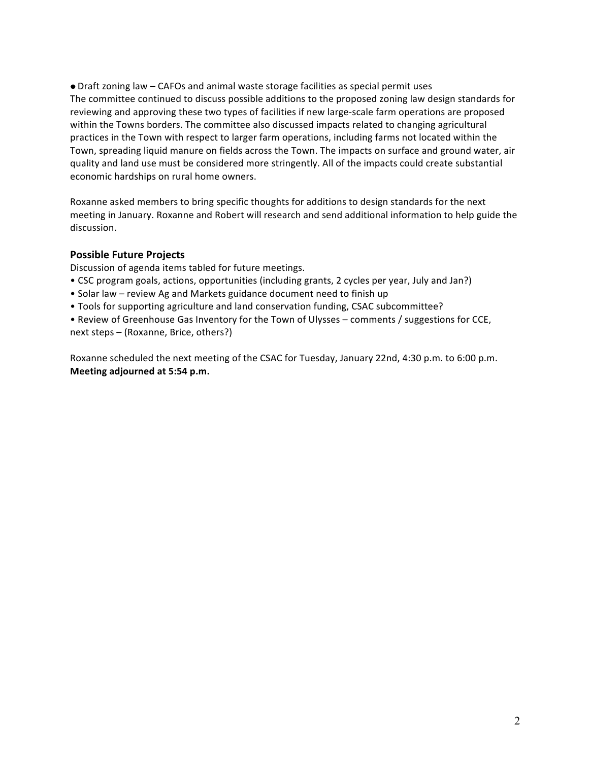- Draft zoning law – CAFOs and animal waste storage facilities as special permit uses

The committee continued to discuss possible additions to the proposed zoning law design standards for reviewing and approving these two types of facilities if new large-scale farm operations are proposed within the Towns borders. The committee also discussed impacts related to changing agricultural practices in the Town with respect to larger farm operations, including farms not located within the Town, spreading liquid manure on fields across the Town. The impacts on surface and ground water, air quality and land use must be considered more stringently. All of the impacts could create substantial economic hardships on rural home owners.

Roxanne asked members to bring specific thoughts for additions to design standards for the next meeting in January. Roxanne and Robert will research and send additional information to help guide the discussion.

### Possible Future Projects

Discussion of agenda items tabled for future meetings.

- CSC program goals, actions, opportunities (including grants, 2 cycles per year, July and Jan?)
- Solar law – review Ag and Markets guidance document need to finish up
- Tools for supporting agriculture and land conservation funding, CSAC subcommittee?
- Review of Greenhouse Gas Inventory for the Town of Ulysses – comments / suggestions for CCE, next steps – (Roxanne, Brice, others?)

Roxanne scheduled the next meeting of the CSAC for Tuesday, January 22nd, 4:30 p.m. to 6:00 p.m.
**Meeting adjourned at 5:54 p.m.**